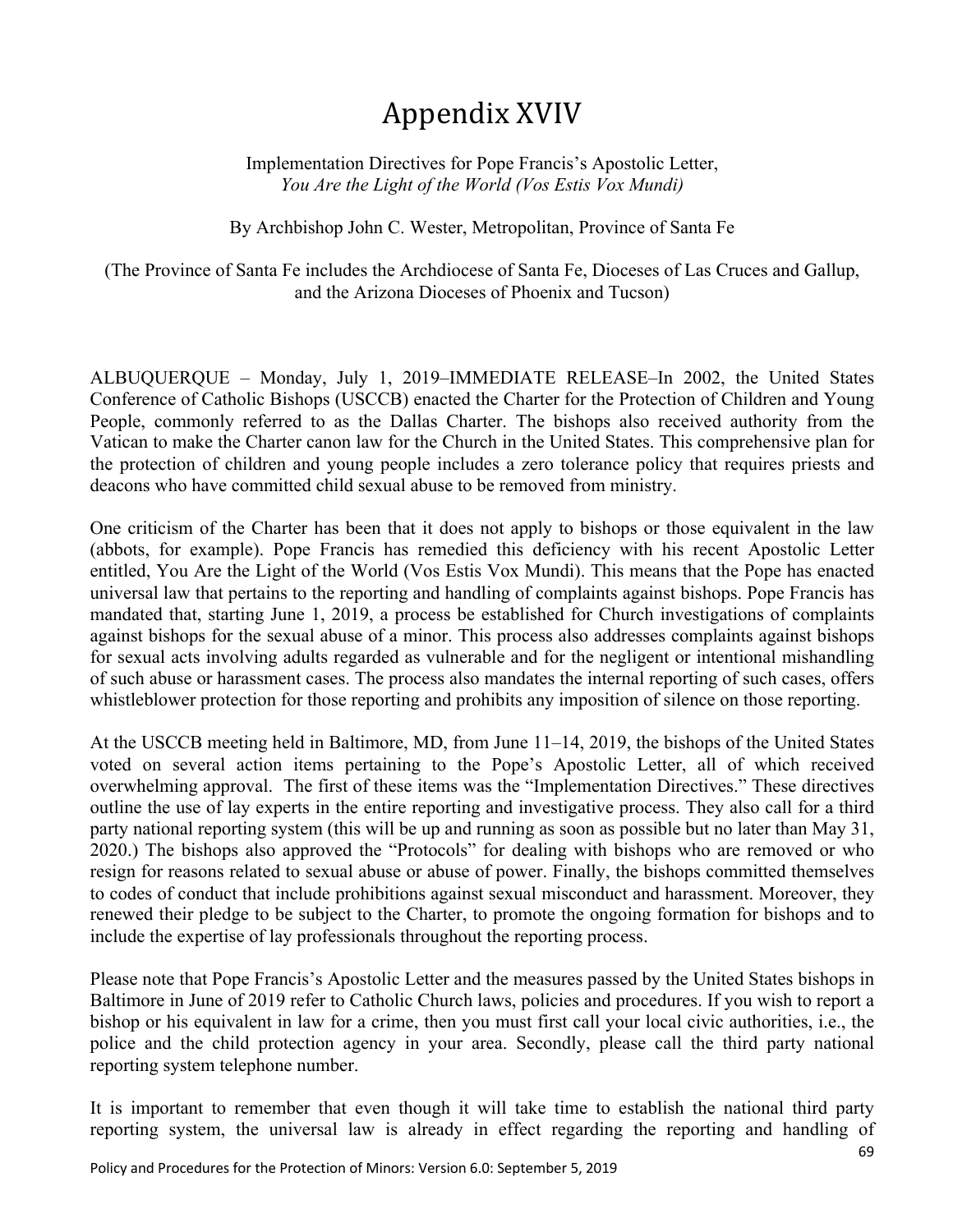# Appendix XVIV

Implementation Directives for Pope Francis's Apostolic Letter,
*You Are the Light of the World (Vos Estis Vox Mundi)*

By Archbishop John C. Wester, Metropolitan, Province of Santa Fe

(The Province of Santa Fe includes the Archdiocese of Santa Fe, Dioceses of Las Cruces and Gallup, and the Arizona Dioceses of Phoenix and Tucson)

ALBUQUERQUE – Monday, July 1, 2019–IMMEDIATE RELEASE–In 2002, the United States Conference of Catholic Bishops (USCCB) enacted the Charter for the Protection of Children and Young People, commonly referred to as the Dallas Charter. The bishops also received authority from the Vatican to make the Charter canon law for the Church in the United States. This comprehensive plan for the protection of children and young people includes a zero tolerance policy that requires priests and deacons who have committed child sexual abuse to be removed from ministry.

One criticism of the Charter has been that it does not apply to bishops or those equivalent in the law (abbots, for example). Pope Francis has remedied this deficiency with his recent Apostolic Letter entitled, You Are the Light of the World (Vos Estis Vox Mundi). This means that the Pope has enacted universal law that pertains to the reporting and handling of complaints against bishops. Pope Francis has mandated that, starting June 1, 2019, a process be established for Church investigations of complaints against bishops for the sexual abuse of a minor. This process also addresses complaints against bishops for sexual acts involving adults regarded as vulnerable and for the negligent or intentional mishandling of such abuse or harassment cases. The process also mandates the internal reporting of such cases, offers whistleblower protection for those reporting and prohibits any imposition of silence on those reporting.

At the USCCB meeting held in Baltimore, MD, from June 11–14, 2019, the bishops of the United States voted on several action items pertaining to the Pope's Apostolic Letter, all of which received overwhelming approval. The first of these items was the "Implementation Directives." These directives outline the use of lay experts in the entire reporting and investigative process. They also call for a third party national reporting system (this will be up and running as soon as possible but no later than May 31, 2020.) The bishops also approved the "Protocols" for dealing with bishops who are removed or who resign for reasons related to sexual abuse or abuse of power. Finally, the bishops committed themselves to codes of conduct that include prohibitions against sexual misconduct and harassment. Moreover, they renewed their pledge to be subject to the Charter, to promote the ongoing formation for bishops and to include the expertise of lay professionals throughout the reporting process.

Please note that Pope Francis's Apostolic Letter and the measures passed by the United States bishops in Baltimore in June of 2019 refer to Catholic Church laws, policies and procedures. If you wish to report a bishop or his equivalent in law for a crime, then you must first call your local civic authorities, i.e., the police and the child protection agency in your area. Secondly, please call the third party national reporting system telephone number.

It is important to remember that even though it will take time to establish the national third party reporting system, the universal law is already in effect regarding the reporting and handling of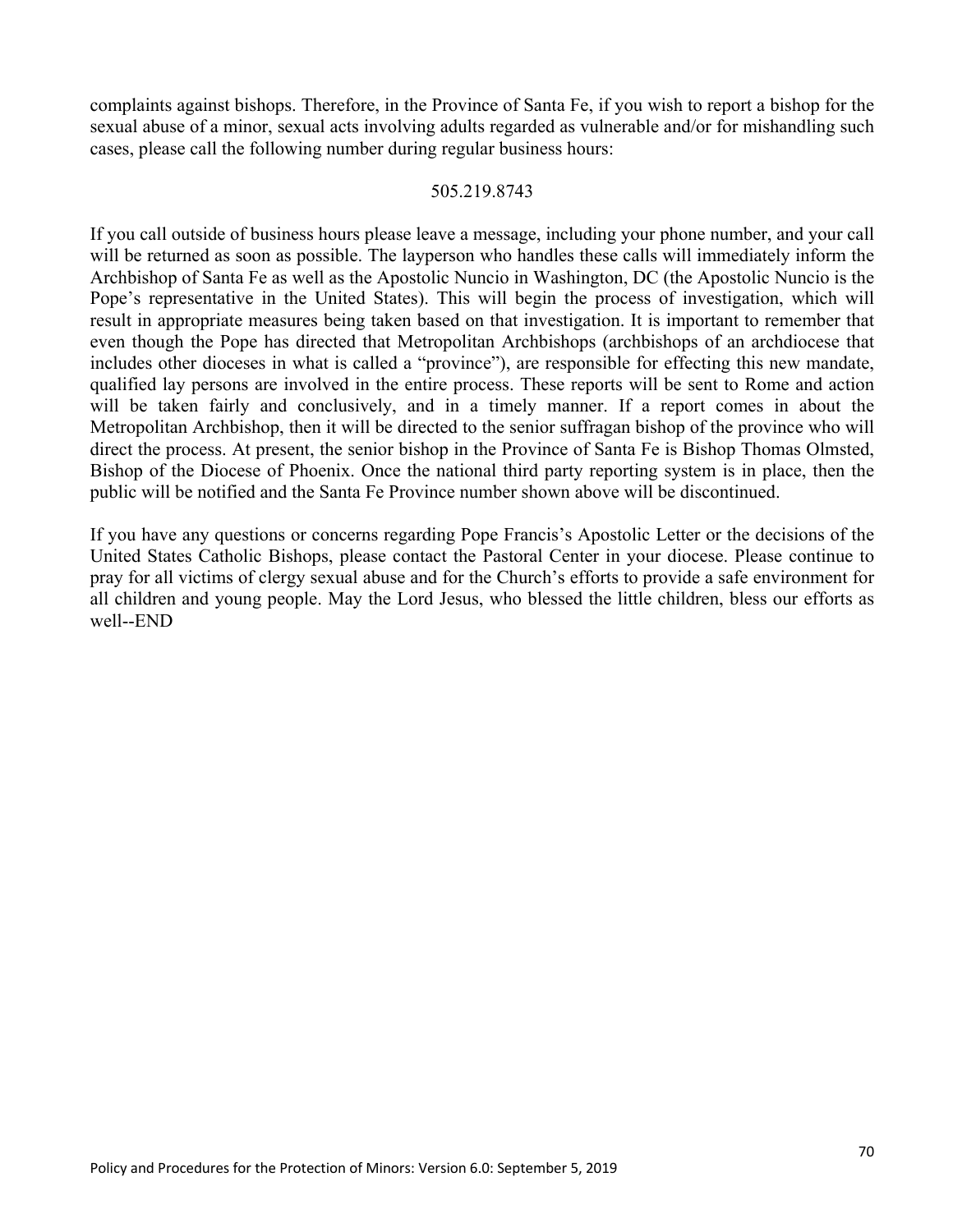complaints against bishops. Therefore, in the Province of Santa Fe, if you wish to report a bishop for the sexual abuse of a minor, sexual acts involving adults regarded as vulnerable and/or for mishandling such cases, please call the following number during regular business hours:

505.219.8743

If you call outside of business hours please leave a message, including your phone number, and your call will be returned as soon as possible. The layperson who handles these calls will immediately inform the Archbishop of Santa Fe as well as the Apostolic Nuncio in Washington, DC (the Apostolic Nuncio is the Pope's representative in the United States). This will begin the process of investigation, which will result in appropriate measures being taken based on that investigation. It is important to remember that even though the Pope has directed that Metropolitan Archbishops (archbishops of an archdiocese that includes other dioceses in what is called a "province"), are responsible for effecting this new mandate, qualified lay persons are involved in the entire process. These reports will be sent to Rome and action will be taken fairly and conclusively, and in a timely manner. If a report comes in about the Metropolitan Archbishop, then it will be directed to the senior suffragan bishop of the province who will direct the process. At present, the senior bishop in the Province of Santa Fe is Bishop Thomas Olmsted, Bishop of the Diocese of Phoenix. Once the national third party reporting system is in place, then the public will be notified and the Santa Fe Province number shown above will be discontinued.

If you have any questions or concerns regarding Pope Francis's Apostolic Letter or the decisions of the United States Catholic Bishops, please contact the Pastoral Center in your diocese. Please continue to pray for all victims of clergy sexual abuse and for the Church's efforts to provide a safe environment for all children and young people. May the Lord Jesus, who blessed the little children, bless our efforts as well--END